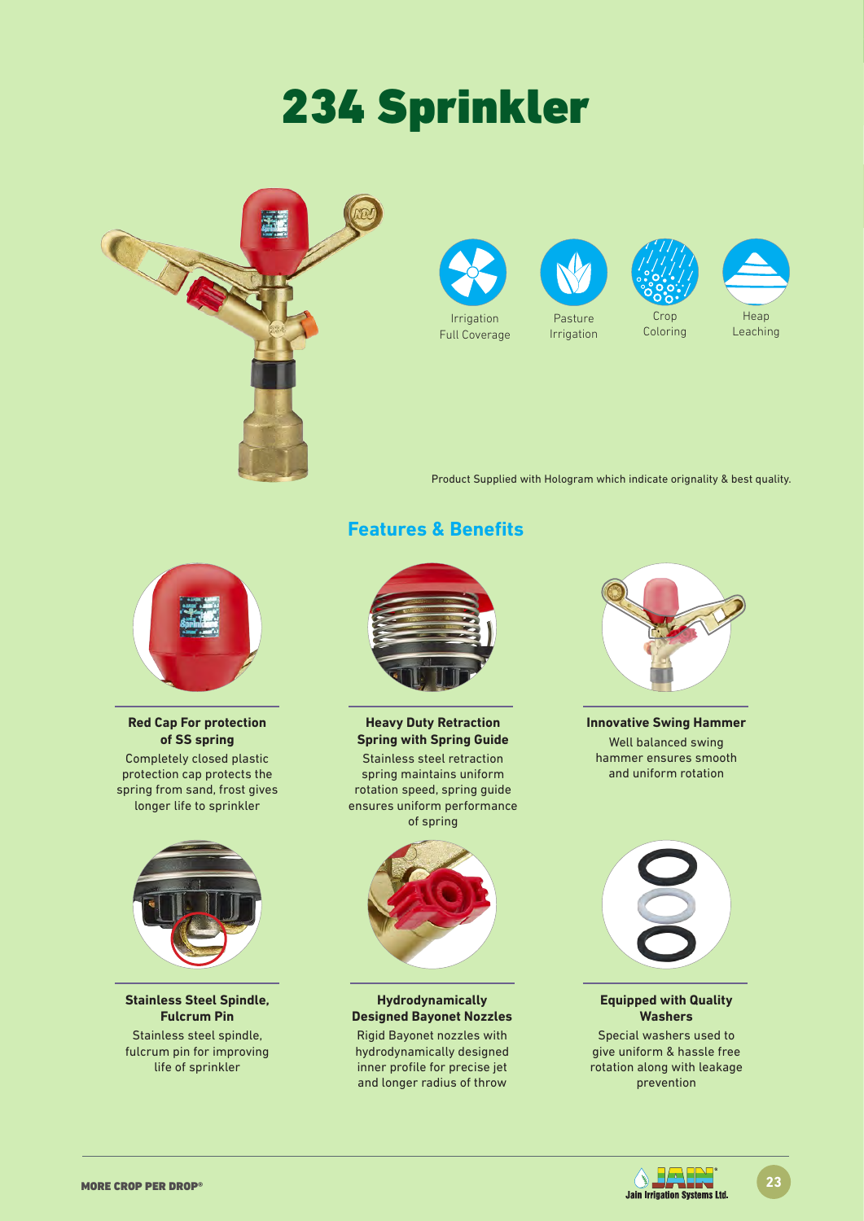# 234 Sprinkler

Irrigation Full Coverage

Pasture Irrigation

Crop Coloring

Heap Leaching

Product Supplied with Hologram which indicate orignality & best quality.

## Features & Benefits

**Red Cap For protection of SS spring**

Completely closed plastic protection cap protects the spring from sand, frost gives longer life to sprinkler

**Heavy Duty Retraction Spring with Spring Guide**

Stainless steel retraction spring maintains uniform rotation speed, spring guide ensures uniform performance of spring

**Innovative Swing Hammer**

Well balanced swing hammer ensures smooth and uniform rotation

**Stainless Steel Spindle, Fulcrum Pin**

Stainless steel spindle, fulcrum pin for improving life of sprinkler

**Hydrodynamically Designed Bayonet Nozzles**

Rigid Bayonet nozzles with hydrodynamically designed inner profile for precise jet and longer radius of throw

**Equipped with Quality Washers**

Special washers used to give uniform & hassle free rotation along with leakage prevention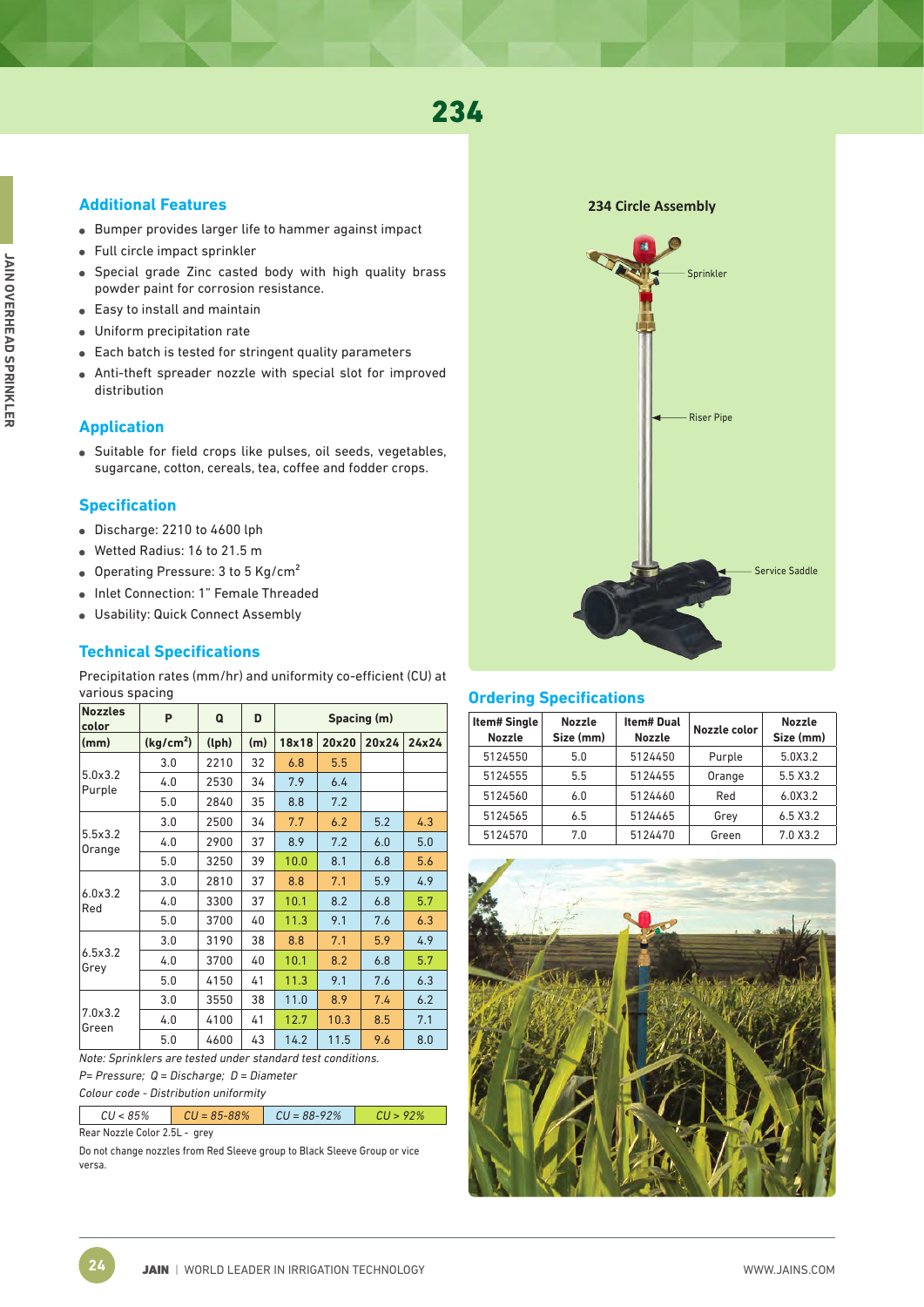# 234

## Additional Features

- Bumper provides larger life to hammer against impact
- Full circle impact sprinkler
- Special grade Zinc casted body with high quality brass powder paint for corrosion resistance.
- Easy to install and maintain
- Uniform precipitation rate
- Each batch is tested for stringent quality parameters
- Anti-theft spreader nozzle with special slot for improved distribution

## Application

- Suitable for field crops like pulses, oil seeds, vegetables, sugarcane, cotton, cereals, tea, coffee and fodder crops.

## Specification

- Discharge: 2210 to 4600 lph
- Wetted Radius: 16 to 21.5 m
- Operating Pressure: 3 to 5 Kg/cm$^2$
- Inlet Connection: 1" Female Threaded
- Usability: Quick Connect Assembly

## Technical Specifications

Precipitation rates (mm/hr) and uniformity co-efficient (CU) at various spacing

| Nozzles color | P | Q | D | Spacing (m) | | | |
|---|---|---|---|---|---|---|---|
| (mm) | (kg/cm$^2$) | (lph) | (m) | 18x18 | 20x20 | 20x24 | 24x24 |
| 5.0x3.2 Purple | 3.0 | 2210 | 32 | 6.8 | 5.5 | | |
| | 4.0 | 2530 | 34 | 7.9 | 6.4 | | |
| | 5.0 | 2840 | 35 | 8.8 | 7.2 | | |
| 5.5x3.2 Orange | 3.0 | 2500 | 34 | 7.7 | 6.2 | 5.2 | 4.3 |
| | 4.0 | 2900 | 37 | 8.9 | 7.2 | 6.0 | 5.0 |
| | 5.0 | 3250 | 39 | 10.0 | 8.1 | 6.8 | 5.6 |
| 6.0x3.2 Red | 3.0 | 2810 | 37 | 8.8 | 7.1 | 5.9 | 4.9 |
| | 4.0 | 3300 | 37 | 10.1 | 8.2 | 6.8 | 5.7 |
| | 5.0 | 3700 | 40 | 11.3 | 9.1 | 7.6 | 6.3 |
| 6.5x3.2 Grey | 3.0 | 3190 | 38 | 8.8 | 7.1 | 5.9 | 4.9 |
| | 4.0 | 3700 | 40 | 10.1 | 8.2 | 6.8 | 5.7 |
| | 5.0 | 4150 | 41 | 11.3 | 9.1 | 7.6 | 6.3 |
| 7.0x3.2 Green | 3.0 | 3550 | 38 | 11.0 | 8.9 | 7.4 | 6.2 |
| | 4.0 | 4100 | 41 | 12.7 | 10.3 | 8.5 | 7.1 |
| | 5.0 | 4600 | 43 | 14.2 | 11.5 | 9.6 | 8.0 |

*Note: Sprinklers are tested under standard test conditions.*

*P= Pressure; Q = Discharge; D = Diameter*

*Colour code - Distribution uniformity*

| | | | |
|---|---|---|---|
| *CU < 85%* | *CU = 85-88%* | *CU = 88-92%* | *CU > 92%* |

Rear Nozzle Color 2.5L - grey

Do not change nozzles from Red Sleeve group to Black Sleeve Group or vice versa.

### 234 Circle Assembly

Sprinkler

Riser Pipe

Service Saddle

## Ordering Specifications

| Item# Single Nozzle | Nozzle Size (mm) | Item# Dual Nozzle | Nozzle color | Nozzle Size (mm) |
|---|---|---|---|---|
| 5124550 | 5.0 | 5124450 | Purple | 5.0X3.2 |
| 5124555 | 5.5 | 5124455 | Orange | 5.5 X3.2 |
| 5124560 | 6.0 | 5124460 | Red | 6.0X3.2 |
| 5124565 | 6.5 | 5124465 | Grey | 6.5 X3.2 |
| 5124570 | 7.0 | 5124470 | Green | 7.0 X3.2 |